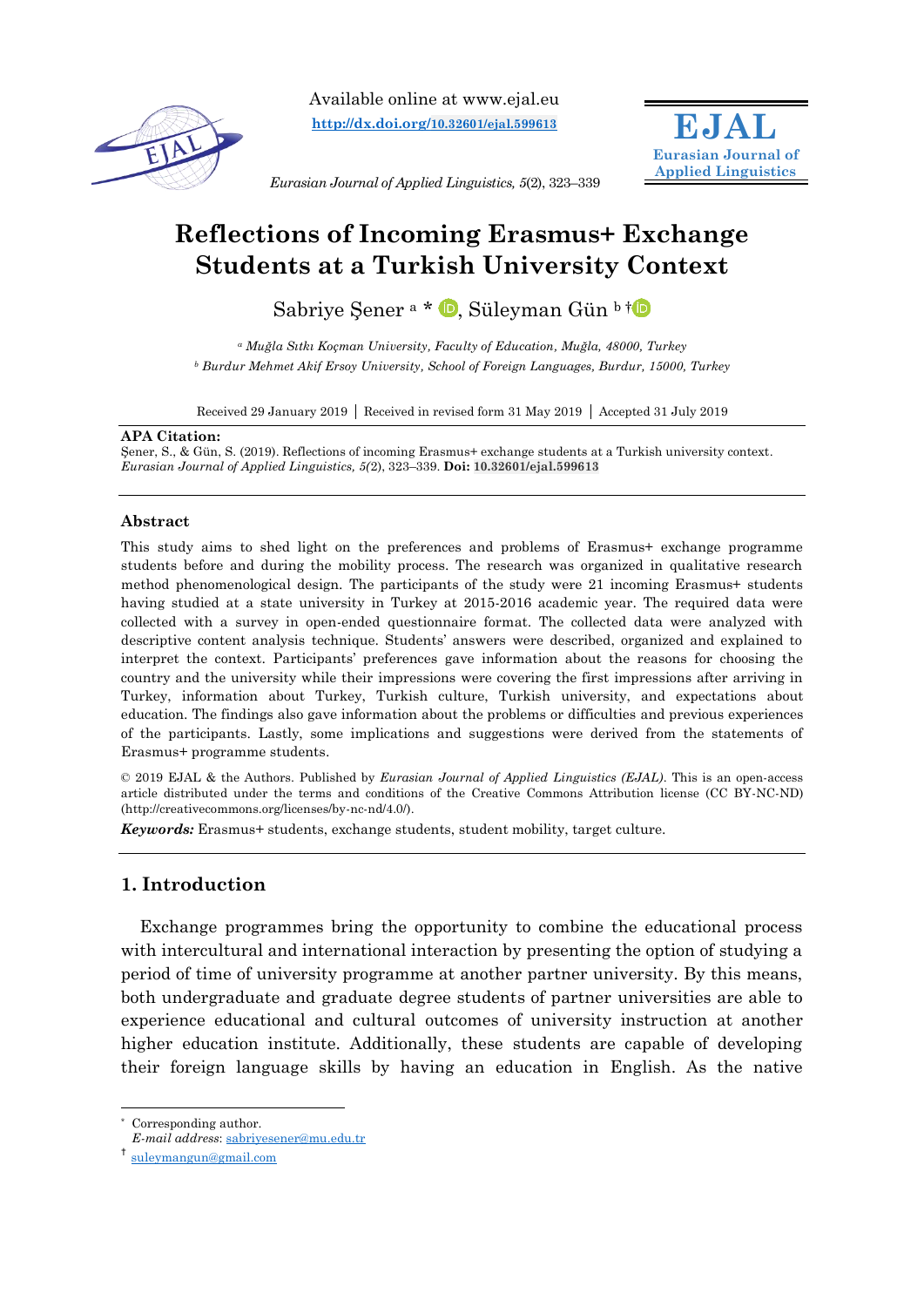Available online at www.ejal.eu

http://dx.doi.org/10.32601/ejal.599613

*Eurasian Journal of Applied Linguistics, 5*(2), 323–339

# Reflections of Incoming Erasmus+ Exchange Students at a Turkish University Context

Sabriye Şener [a] *, Süleyman Gün [b] †

[a] *Muğla Sıtkı Koçman University, Faculty of Education, Muğla, 48000, Turkey*

[b] *Burdur Mehmet Akif Ersoy University, School of Foreign Languages, Burdur, 15000, Turkey*

Received 29 January 2019 | Received in revised form 31 May 2019 | Accepted 31 July 2019

**APA Citation:**

Şener, S., & Gün, S. (2019). Reflections of incoming Erasmus+ exchange students at a Turkish university context. *Eurasian Journal of Applied Linguistics, 5*(2), 323–339. **Doi: 10.32601/ejal.599613**

## Abstract

This study aims to shed light on the preferences and problems of Erasmus+ exchange programme students before and during the mobility process. The research was organized in qualitative research method phenomenological design. The participants of the study were 21 incoming Erasmus+ students having studied at a state university in Turkey at 2015-2016 academic year. The required data were collected with a survey in open-ended questionnaire format. The collected data were analyzed with descriptive content analysis technique. Students' answers were described, organized and explained to interpret the context. Participants' preferences gave information about the reasons for choosing the country and the university while their impressions were covering the first impressions after arriving in Turkey, information about Turkey, Turkish culture, Turkish university, and expectations about education. The findings also gave information about the problems or difficulties and previous experiences of the participants. Lastly, some implications and suggestions were derived from the statements of Erasmus+ programme students.

© 2019 EJAL & the Authors. Published by *Eurasian Journal of Applied Linguistics (EJAL)*. This is an open-access article distributed under the terms and conditions of the Creative Commons Attribution license (CC BY-NC-ND) (http://creativecommons.org/licenses/by-nc-nd/4.0/).

***Keywords:*** Erasmus+ students, exchange students, student mobility, target culture.

## 1. Introduction

Exchange programmes bring the opportunity to combine the educational process with intercultural and international interaction by presenting the option of studying a period of time of university programme at another partner university. By this means, both undergraduate and graduate degree students of partner universities are able to experience educational and cultural outcomes of university instruction at another higher education institute. Additionally, these students are capable of developing their foreign language skills by having an education in English. As the native

---

\* Corresponding author.
*E-mail address*: sabriyesener@mu.edu.tr

† suleymangun@gmail.com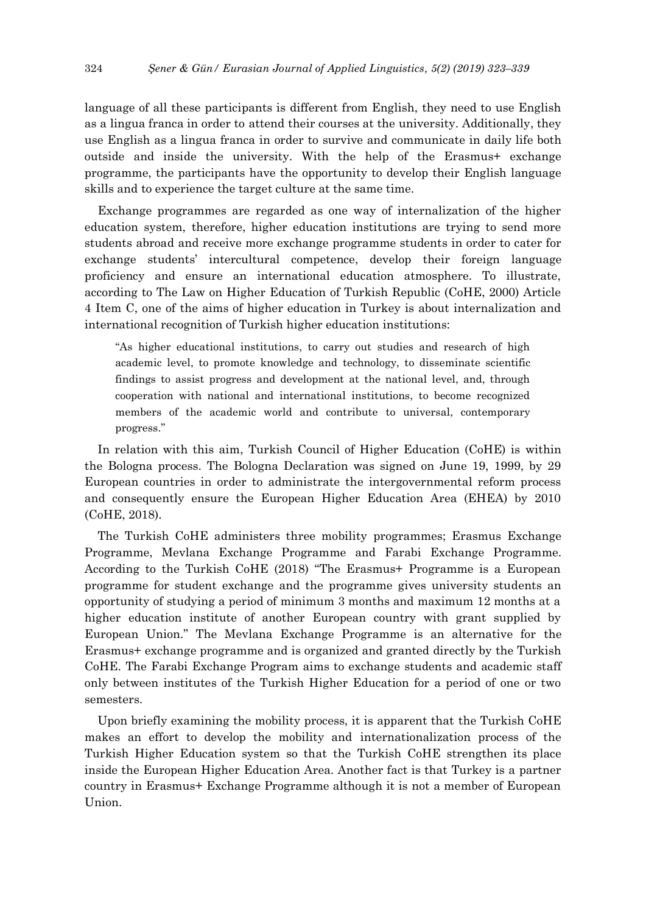language of all these participants is different from English, they need to use English as a lingua franca in order to attend their courses at the university. Additionally, they use English as a lingua franca in order to survive and communicate in daily life both outside and inside the university. With the help of the Erasmus+ exchange programme, the participants have the opportunity to develop their English language skills and to experience the target culture at the same time.

Exchange programmes are regarded as one way of internalization of the higher education system, therefore, higher education institutions are trying to send more students abroad and receive more exchange programme students in order to cater for exchange students' intercultural competence, develop their foreign language proficiency and ensure an international education atmosphere. To illustrate, according to The Law on Higher Education of Turkish Republic (CoHE, 2000) Article 4 Item C, one of the aims of higher education in Turkey is about internalization and international recognition of Turkish higher education institutions:

> "As higher educational institutions, to carry out studies and research of high academic level, to promote knowledge and technology, to disseminate scientific findings to assist progress and development at the national level, and, through cooperation with national and international institutions, to become recognized members of the academic world and contribute to universal, contemporary progress."

In relation with this aim, Turkish Council of Higher Education (CoHE) is within the Bologna process. The Bologna Declaration was signed on June 19, 1999, by 29 European countries in order to administrate the intergovernmental reform process and consequently ensure the European Higher Education Area (EHEA) by 2010 (CoHE, 2018).

The Turkish CoHE administers three mobility programmes; Erasmus Exchange Programme, Mevlana Exchange Programme and Farabi Exchange Programme. According to the Turkish CoHE (2018) "The Erasmus+ Programme is a European programme for student exchange and the programme gives university students an opportunity of studying a period of minimum 3 months and maximum 12 months at a higher education institute of another European country with grant supplied by European Union." The Mevlana Exchange Programme is an alternative for the Erasmus+ exchange programme and is organized and granted directly by the Turkish CoHE. The Farabi Exchange Program aims to exchange students and academic staff only between institutes of the Turkish Higher Education for a period of one or two semesters.

Upon briefly examining the mobility process, it is apparent that the Turkish CoHE makes an effort to develop the mobility and internationalization process of the Turkish Higher Education system so that the Turkish CoHE strengthen its place inside the European Higher Education Area. Another fact is that Turkey is a partner country in Erasmus+ Exchange Programme although it is not a member of European Union.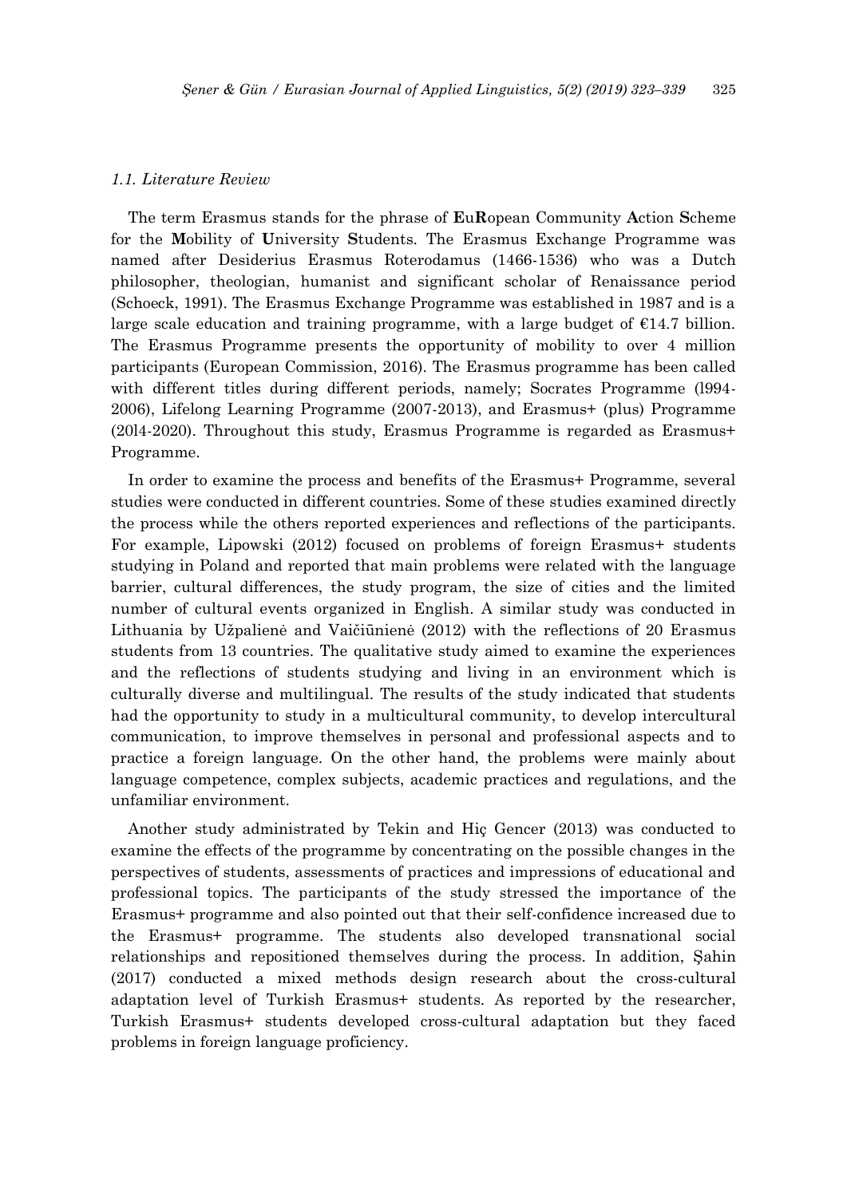### *1.1. Literature Review*

The term Erasmus stands for the phrase of **E**u**R**opean Community **A**ction **S**cheme for the **M**obility of **U**niversity **S**tudents. The Erasmus Exchange Programme was named after Desiderius Erasmus Roterodamus (1466-1536) who was a Dutch philosopher, theologian, humanist and significant scholar of Renaissance period (Schoeck, 1991). The Erasmus Exchange Programme was established in 1987 and is a large scale education and training programme, with a large budget of €14.7 billion. The Erasmus Programme presents the opportunity of mobility to over 4 million participants (European Commission, 2016). The Erasmus programme has been called with different titles during different periods, namely; Socrates Programme (l994-2006), Lifelong Learning Programme (2007-2013), and Erasmus+ (plus) Programme (20l4-2020). Throughout this study, Erasmus Programme is regarded as Erasmus+ Programme.

In order to examine the process and benefits of the Erasmus+ Programme, several studies were conducted in different countries. Some of these studies examined directly the process while the others reported experiences and reflections of the participants. For example, Lipowski (2012) focused on problems of foreign Erasmus+ students studying in Poland and reported that main problems were related with the language barrier, cultural differences, the study program, the size of cities and the limited number of cultural events organized in English. A similar study was conducted in Lithuania by Užpalienė and Vaičiūnienė (2012) with the reflections of 20 Erasmus students from 13 countries. The qualitative study aimed to examine the experiences and the reflections of students studying and living in an environment which is culturally diverse and multilingual. The results of the study indicated that students had the opportunity to study in a multicultural community, to develop intercultural communication, to improve themselves in personal and professional aspects and to practice a foreign language. On the other hand, the problems were mainly about language competence, complex subjects, academic practices and regulations, and the unfamiliar environment.

Another study administrated by Tekin and Hiç Gencer (2013) was conducted to examine the effects of the programme by concentrating on the possible changes in the perspectives of students, assessments of practices and impressions of educational and professional topics. The participants of the study stressed the importance of the Erasmus+ programme and also pointed out that their self-confidence increased due to the Erasmus+ programme. The students also developed transnational social relationships and repositioned themselves during the process. In addition, Şahin (2017) conducted a mixed methods design research about the cross-cultural adaptation level of Turkish Erasmus+ students. As reported by the researcher, Turkish Erasmus+ students developed cross-cultural adaptation but they faced problems in foreign language proficiency.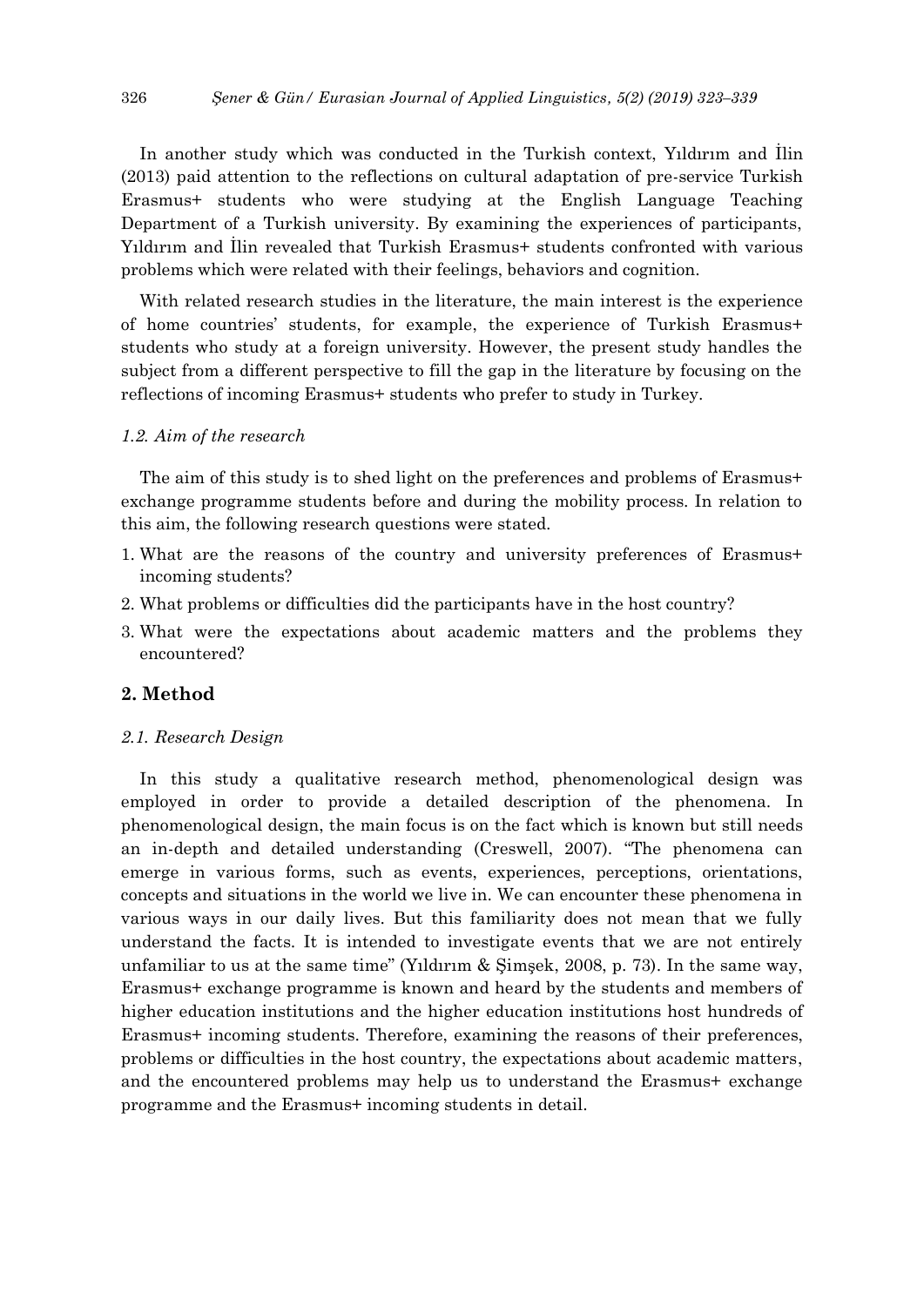In another study which was conducted in the Turkish context, Yıldırım and İlin (2013) paid attention to the reflections on cultural adaptation of pre-service Turkish Erasmus+ students who were studying at the English Language Teaching Department of a Turkish university. By examining the experiences of participants, Yıldırım and İlin revealed that Turkish Erasmus+ students confronted with various problems which were related with their feelings, behaviors and cognition.

With related research studies in the literature, the main interest is the experience of home countries' students, for example, the experience of Turkish Erasmus+ students who study at a foreign university. However, the present study handles the subject from a different perspective to fill the gap in the literature by focusing on the reflections of incoming Erasmus+ students who prefer to study in Turkey.

### *1.2. Aim of the research*

The aim of this study is to shed light on the preferences and problems of Erasmus+ exchange programme students before and during the mobility process. In relation to this aim, the following research questions were stated.

1. What are the reasons of the country and university preferences of Erasmus+ incoming students?
2. What problems or difficulties did the participants have in the host country?
3. What were the expectations about academic matters and the problems they encountered?

## **2. Method**

### *2.1. Research Design*

In this study a qualitative research method, phenomenological design was employed in order to provide a detailed description of the phenomena. In phenomenological design, the main focus is on the fact which is known but still needs an in-depth and detailed understanding (Creswell, 2007). "The phenomena can emerge in various forms, such as events, experiences, perceptions, orientations, concepts and situations in the world we live in. We can encounter these phenomena in various ways in our daily lives. But this familiarity does not mean that we fully understand the facts. It is intended to investigate events that we are not entirely unfamiliar to us at the same time" (Yıldırım & Şimşek, 2008, p. 73). In the same way, Erasmus+ exchange programme is known and heard by the students and members of higher education institutions and the higher education institutions host hundreds of Erasmus+ incoming students. Therefore, examining the reasons of their preferences, problems or difficulties in the host country, the expectations about academic matters, and the encountered problems may help us to understand the Erasmus+ exchange programme and the Erasmus+ incoming students in detail.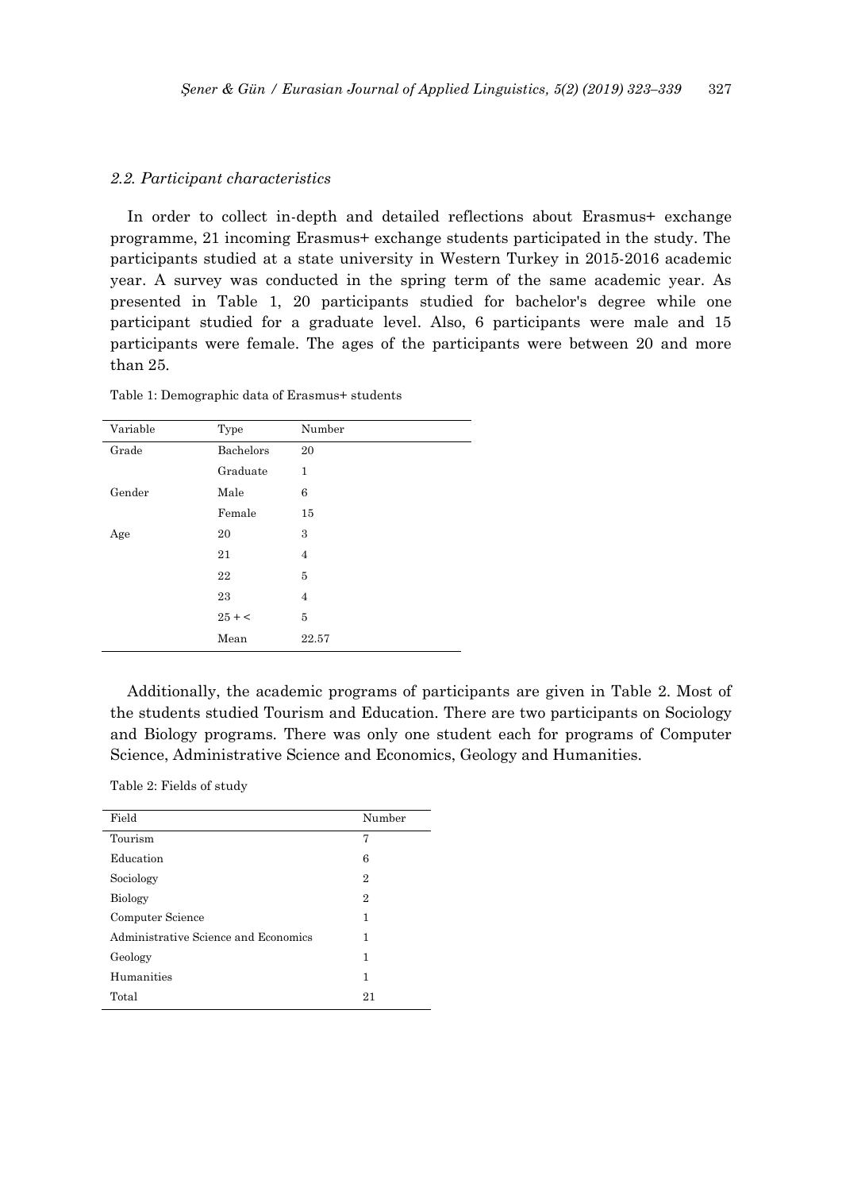### *2.2. Participant characteristics*

In order to collect in-depth and detailed reflections about Erasmus+ exchange programme, 21 incoming Erasmus+ exchange students participated in the study. The participants studied at a state university in Western Turkey in 2015-2016 academic year. A survey was conducted in the spring term of the same academic year. As presented in Table 1, 20 participants studied for bachelor's degree while one participant studied for a graduate level. Also, 6 participants were male and 15 participants were female. The ages of the participants were between 20 and more than 25.

Table 1: Demographic data of Erasmus+ students

| Variable | Type | Number |
|---|---|---|
| Grade | Bachelors | 20 |
| | Graduate | 1 |
| Gender | Male | 6 |
| | Female | 15 |
| Age | 20 | 3 |
| | 21 | 4 |
| | 22 | 5 |
| | 23 | 4 |
| | 25 + < | 5 |
| | Mean | 22.57 |

Additionally, the academic programs of participants are given in Table 2. Most of the students studied Tourism and Education. There are two participants on Sociology and Biology programs. There was only one student each for programs of Computer Science, Administrative Science and Economics, Geology and Humanities.

Table 2: Fields of study

| Field | Number |
|---|---|
| Tourism | 7 |
| Education | 6 |
| Sociology | 2 |
| Biology | 2 |
| Computer Science | 1 |
| Administrative Science and Economics | 1 |
| Geology | 1 |
| Humanities | 1 |
| Total | 21 |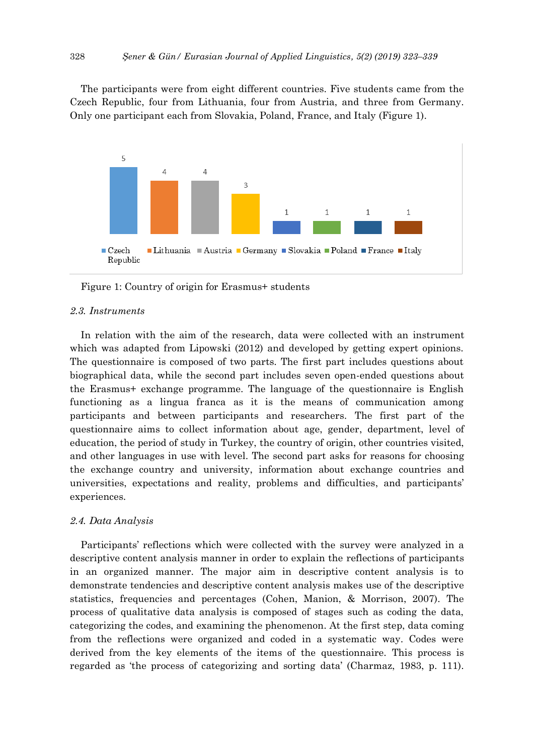The participants were from eight different countries. Five students came from the Czech Republic, four from Lithuania, four from Austria, and three from Germany. Only one participant each from Slovakia, Poland, France, and Italy (Figure 1).

Figure 1: Country of origin for Erasmus+ students

### 2.3. Instruments

In relation with the aim of the research, data were collected with an instrument which was adapted from Lipowski (2012) and developed by getting expert opinions. The questionnaire is composed of two parts. The first part includes questions about biographical data, while the second part includes seven open-ended questions about the Erasmus+ exchange programme. The language of the questionnaire is English functioning as a lingua franca as it is the means of communication among participants and between participants and researchers. The first part of the questionnaire aims to collect information about age, gender, department, level of education, the period of study in Turkey, the country of origin, other countries visited, and other languages in use with level. The second part asks for reasons for choosing the exchange country and university, information about exchange countries and universities, expectations and reality, problems and difficulties, and participants' experiences.

### 2.4. Data Analysis

Participants' reflections which were collected with the survey were analyzed in a descriptive content analysis manner in order to explain the reflections of participants in an organized manner. The major aim in descriptive content analysis is to demonstrate tendencies and descriptive content analysis makes use of the descriptive statistics, frequencies and percentages (Cohen, Manion, & Morrison, 2007). The process of qualitative data analysis is composed of stages such as coding the data, categorizing the codes, and examining the phenomenon. At the first step, data coming from the reflections were organized and coded in a systematic way. Codes were derived from the key elements of the items of the questionnaire. This process is regarded as 'the process of categorizing and sorting data' (Charmaz, 1983, p. 111).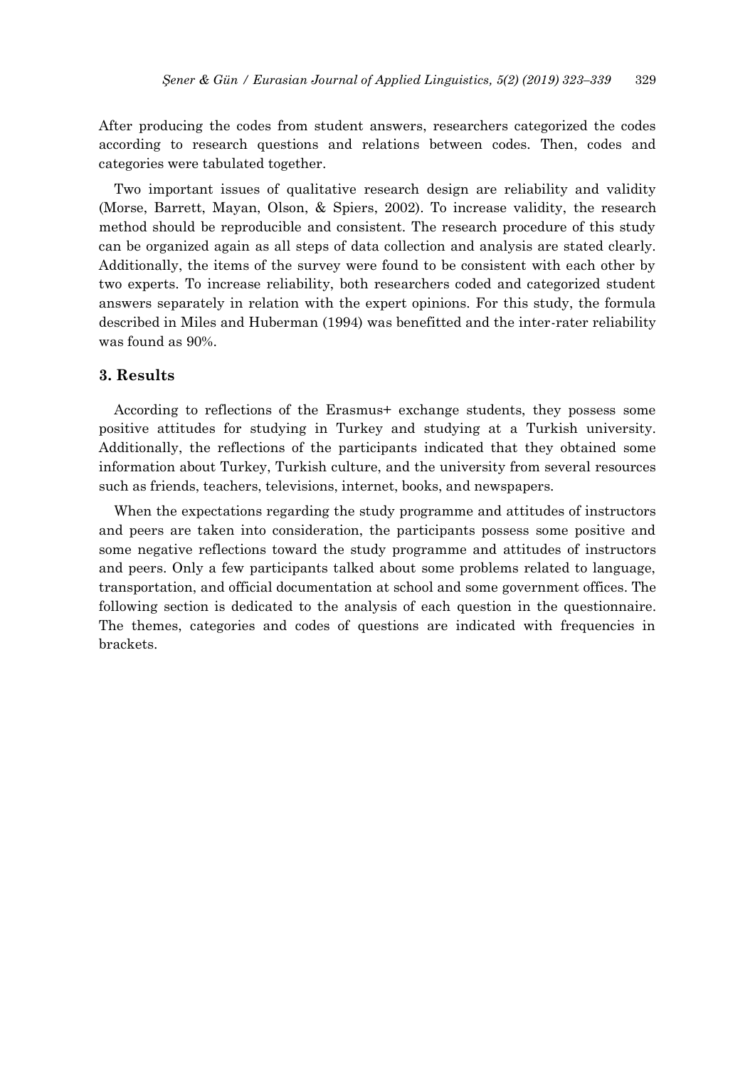After producing the codes from student answers, researchers categorized the codes according to research questions and relations between codes. Then, codes and categories were tabulated together.

Two important issues of qualitative research design are reliability and validity (Morse, Barrett, Mayan, Olson, & Spiers, 2002). To increase validity, the research method should be reproducible and consistent. The research procedure of this study can be organized again as all steps of data collection and analysis are stated clearly. Additionally, the items of the survey were found to be consistent with each other by two experts. To increase reliability, both researchers coded and categorized student answers separately in relation with the expert opinions. For this study, the formula described in Miles and Huberman (1994) was benefitted and the inter-rater reliability was found as 90%.

## 3. Results

According to reflections of the Erasmus+ exchange students, they possess some positive attitudes for studying in Turkey and studying at a Turkish university. Additionally, the reflections of the participants indicated that they obtained some information about Turkey, Turkish culture, and the university from several resources such as friends, teachers, televisions, internet, books, and newspapers.

When the expectations regarding the study programme and attitudes of instructors and peers are taken into consideration, the participants possess some positive and some negative reflections toward the study programme and attitudes of instructors and peers. Only a few participants talked about some problems related to language, transportation, and official documentation at school and some government offices. The following section is dedicated to the analysis of each question in the questionnaire. The themes, categories and codes of questions are indicated with frequencies in brackets.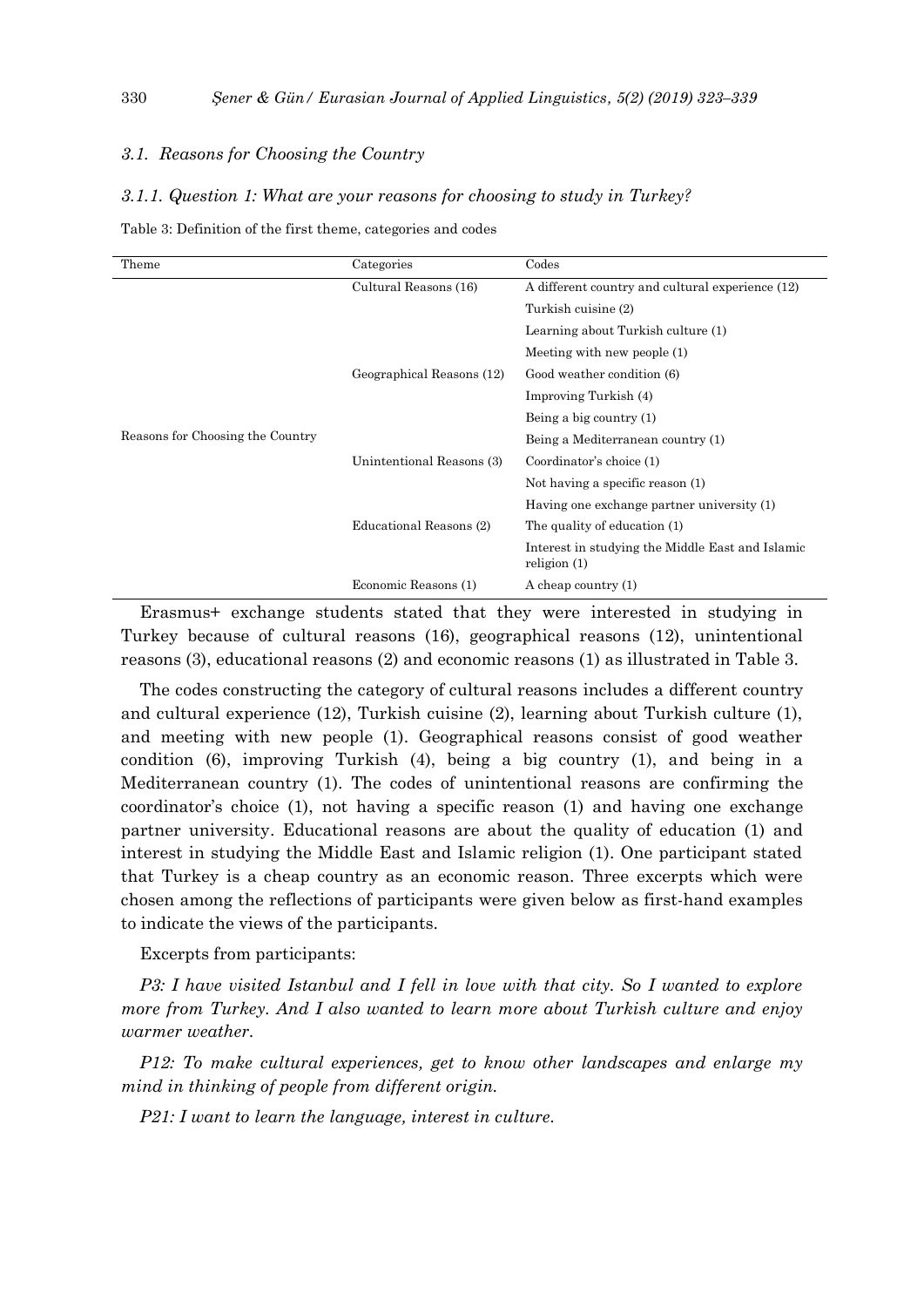### *3.1. Reasons for Choosing the Country*

#### *3.1.1. Question 1: What are your reasons for choosing to study in Turkey?*

Table 3: Definition of the first theme, categories and codes

| Theme | Categories | Codes |
|---|---|---|
| Reasons for Choosing the Country | Cultural Reasons (16) | A different country and cultural experience (12) |
| | | Turkish cuisine (2) |
| | | Learning about Turkish culture (1) |
| | | Meeting with new people (1) |
| | Geographical Reasons (12) | Good weather condition (6) |
| | | Improving Turkish (4) |
| | | Being a big country (1) |
| | | Being a Mediterranean country (1) |
| | Unintentional Reasons (3) | Coordinator's choice (1) |
| | | Not having a specific reason (1) |
| | | Having one exchange partner university (1) |
| | Educational Reasons (2) | The quality of education (1) |
| | | Interest in studying the Middle East and Islamic religion (1) |
| | Economic Reasons (1) | A cheap country (1) |

Erasmus+ exchange students stated that they were interested in studying in Turkey because of cultural reasons (16), geographical reasons (12), unintentional reasons (3), educational reasons (2) and economic reasons (1) as illustrated in Table 3.

The codes constructing the category of cultural reasons includes a different country and cultural experience (12), Turkish cuisine (2), learning about Turkish culture (1), and meeting with new people (1). Geographical reasons consist of good weather condition (6), improving Turkish (4), being a big country (1), and being in a Mediterranean country (1). The codes of unintentional reasons are confirming the coordinator's choice (1), not having a specific reason (1) and having one exchange partner university. Educational reasons are about the quality of education (1) and interest in studying the Middle East and Islamic religion (1). One participant stated that Turkey is a cheap country as an economic reason. Three excerpts which were chosen among the reflections of participants were given below as first-hand examples to indicate the views of the participants.

Excerpts from participants:

*P3: I have visited Istanbul and I fell in love with that city. So I wanted to explore more from Turkey. And I also wanted to learn more about Turkish culture and enjoy warmer weather.*

*P12: To make cultural experiences, get to know other landscapes and enlarge my mind in thinking of people from different origin.*

*P21: I want to learn the language, interest in culture.*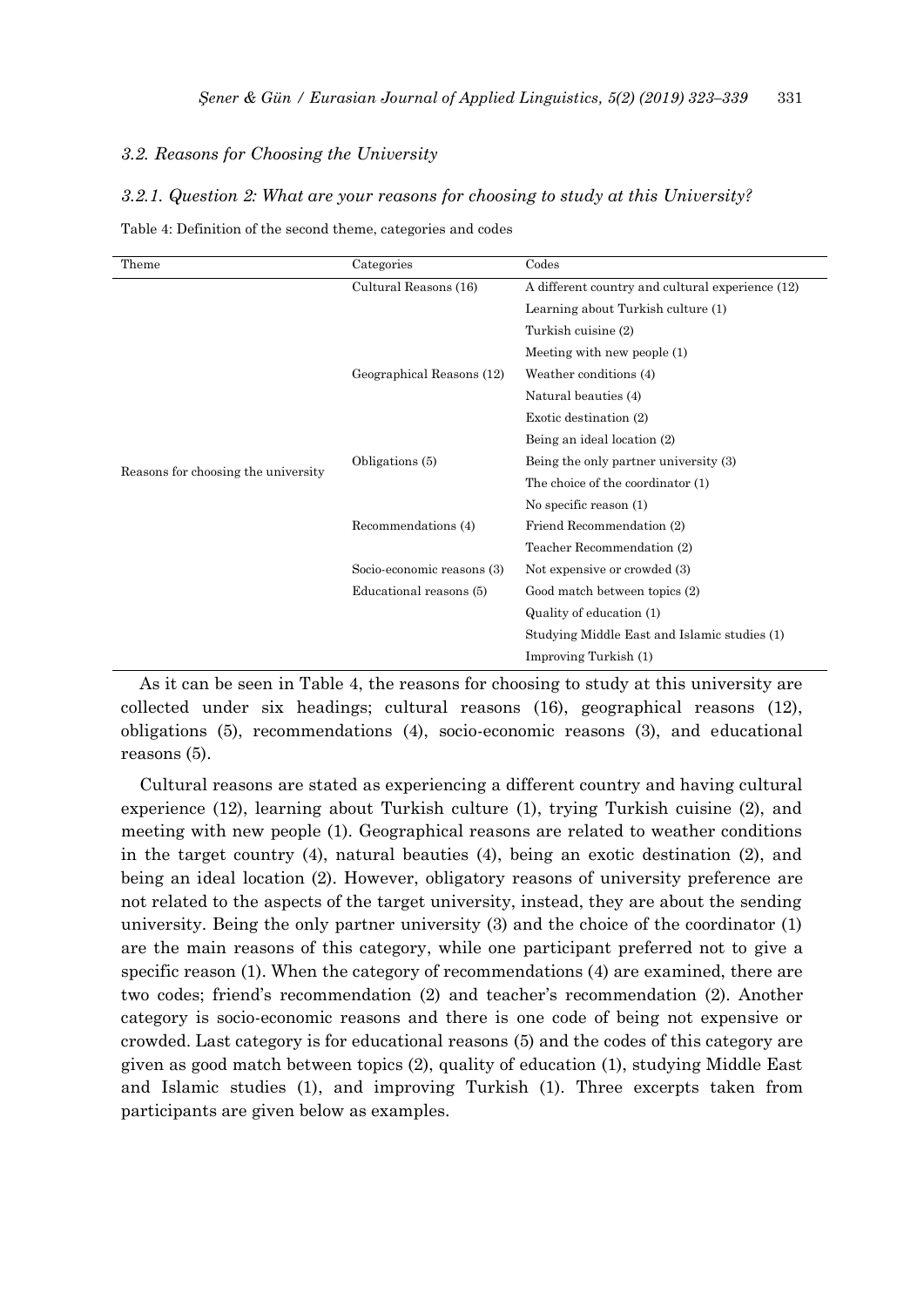### 3.2. Reasons for Choosing the University

#### 3.2.1. Question 2: What are your reasons for choosing to study at this University?

Table 4: Definition of the second theme, categories and codes

| Theme | Categories | Codes |
|---|---|---|
| Reasons for choosing the university | Cultural Reasons (16) | A different country and cultural experience (12) |
| | | Learning about Turkish culture (1) |
| | | Turkish cuisine (2) |
| | | Meeting with new people (1) |
| | Geographical Reasons (12) | Weather conditions (4) |
| | | Natural beauties (4) |
| | | Exotic destination (2) |
| | | Being an ideal location (2) |
| | Obligations (5) | Being the only partner university (3) |
| | | The choice of the coordinator (1) |
| | | No specific reason (1) |
| | Recommendations (4) | Friend Recommendation (2) |
| | | Teacher Recommendation (2) |
| | Socio-economic reasons (3) | Not expensive or crowded (3) |
| | Educational reasons (5) | Good match between topics (2) |
| | | Quality of education (1) |
| | | Studying Middle East and Islamic studies (1) |
| | | Improving Turkish (1) |

As it can be seen in Table 4, the reasons for choosing to study at this university are collected under six headings; cultural reasons (16), geographical reasons (12), obligations (5), recommendations (4), socio-economic reasons (3), and educational reasons (5).

Cultural reasons are stated as experiencing a different country and having cultural experience (12), learning about Turkish culture (1), trying Turkish cuisine (2), and meeting with new people (1). Geographical reasons are related to weather conditions in the target country (4), natural beauties (4), being an exotic destination (2), and being an ideal location (2). However, obligatory reasons of university preference are not related to the aspects of the target university, instead, they are about the sending university. Being the only partner university (3) and the choice of the coordinator (1) are the main reasons of this category, while one participant preferred not to give a specific reason (1). When the category of recommendations (4) are examined, there are two codes; friend's recommendation (2) and teacher's recommendation (2). Another category is socio-economic reasons and there is one code of being not expensive or crowded. Last category is for educational reasons (5) and the codes of this category are given as good match between topics (2), quality of education (1), studying Middle East and Islamic studies (1), and improving Turkish (1). Three excerpts taken from participants are given below as examples.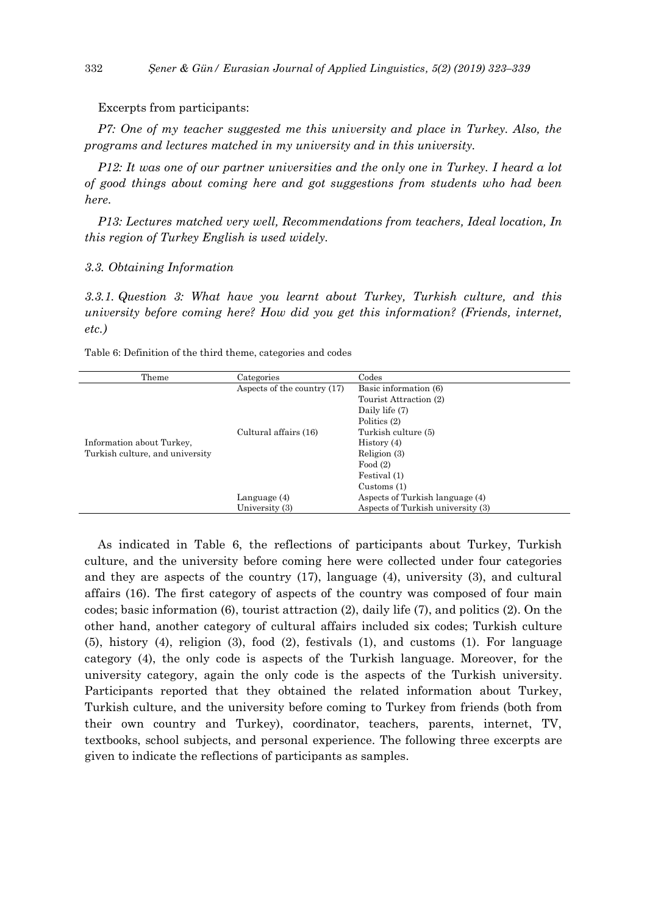Excerpts from participants:

*P7: One of my teacher suggested me this university and place in Turkey. Also, the programs and lectures matched in my university and in this university.*

*P12: It was one of our partner universities and the only one in Turkey. I heard a lot of good things about coming here and got suggestions from students who had been here.*

*P13: Lectures matched very well, Recommendations from teachers, Ideal location, In this region of Turkey English is used widely.*

### *3.3. Obtaining Information*

#### *3.3.1. Question 3: What have you learnt about Turkey, Turkish culture, and this university before coming here? How did you get this information? (Friends, internet, etc.)*

Table 6: Definition of the third theme, categories and codes

| Theme | Categories | Codes |
|---|---|---|
| | Aspects of the country (17) | Basic information (6) |
| | | Tourist Attraction (2) |
| | | Daily life (7) |
| | | Politics (2) |
| | Cultural affairs (16) | Turkish culture (5) |
| Information about Turkey, Turkish culture, and university | | History (4) |
| | | Religion (3) |
| | | Food (2) |
| | | Festival (1) |
| | | Customs (1) |
| | Language (4) | Aspects of Turkish language (4) |
| | University (3) | Aspects of Turkish university (3) |

As indicated in Table 6, the reflections of participants about Turkey, Turkish culture, and the university before coming here were collected under four categories and they are aspects of the country (17), language (4), university (3), and cultural affairs (16). The first category of aspects of the country was composed of four main codes; basic information (6), tourist attraction (2), daily life (7), and politics (2). On the other hand, another category of cultural affairs included six codes; Turkish culture (5), history (4), religion (3), food (2), festivals (1), and customs (1). For language category (4), the only code is aspects of the Turkish language. Moreover, for the university category, again the only code is the aspects of the Turkish university. Participants reported that they obtained the related information about Turkey, Turkish culture, and the university before coming to Turkey from friends (both from their own country and Turkey), coordinator, teachers, parents, internet, TV, textbooks, school subjects, and personal experience. The following three excerpts are given to indicate the reflections of participants as samples.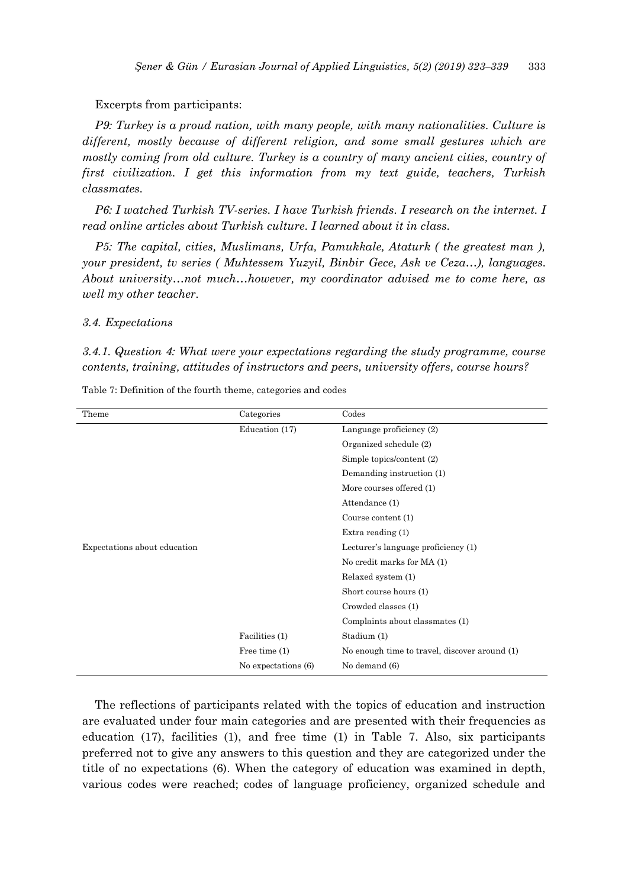Excerpts from participants:

*P9: Turkey is a proud nation, with many people, with many nationalities. Culture is different, mostly because of different religion, and some small gestures which are mostly coming from old culture. Turkey is a country of many ancient cities, country of first civilization. I get this information from my text guide, teachers, Turkish classmates.*

*P6: I watched Turkish TV-series. I have Turkish friends. I research on the internet. I read online articles about Turkish culture. I learned about it in class.*

*P5: The capital, cities, Muslimans, Urfa, Pamukkale, Ataturk ( the greatest man ), your president, tv series ( Muhtessem Yuzyil, Binbir Gece, Ask ve Ceza…), languages. About university…not much…however, my coordinator advised me to come here, as well my other teacher.*

### *3.4. Expectations*

#### *3.4.1. Question 4: What were your expectations regarding the study programme, course contents, training, attitudes of instructors and peers, university offers, course hours?*

Table 7: Definition of the fourth theme, categories and codes

| Theme | Categories | Codes |
|---|---|---|
| | Education (17) | Language proficiency (2) |
| | | Organized schedule (2) |
| | | Simple topics/content (2) |
| | | Demanding instruction (1) |
| | | More courses offered (1) |
| | | Attendance (1) |
| | | Course content (1) |
| | | Extra reading (1) |
| Expectations about education | | Lecturer's language proficiency (1) |
| | | No credit marks for MA (1) |
| | | Relaxed system (1) |
| | | Short course hours (1) |
| | | Crowded classes (1) |
| | | Complaints about classmates (1) |
| | Facilities (1) | Stadium (1) |
| | Free time (1) | No enough time to travel, discover around (1) |
| | No expectations (6) | No demand (6) |

The reflections of participants related with the topics of education and instruction are evaluated under four main categories and are presented with their frequencies as education (17), facilities (1), and free time (1) in Table 7. Also, six participants preferred not to give any answers to this question and they are categorized under the title of no expectations (6). When the category of education was examined in depth, various codes were reached; codes of language proficiency, organized schedule and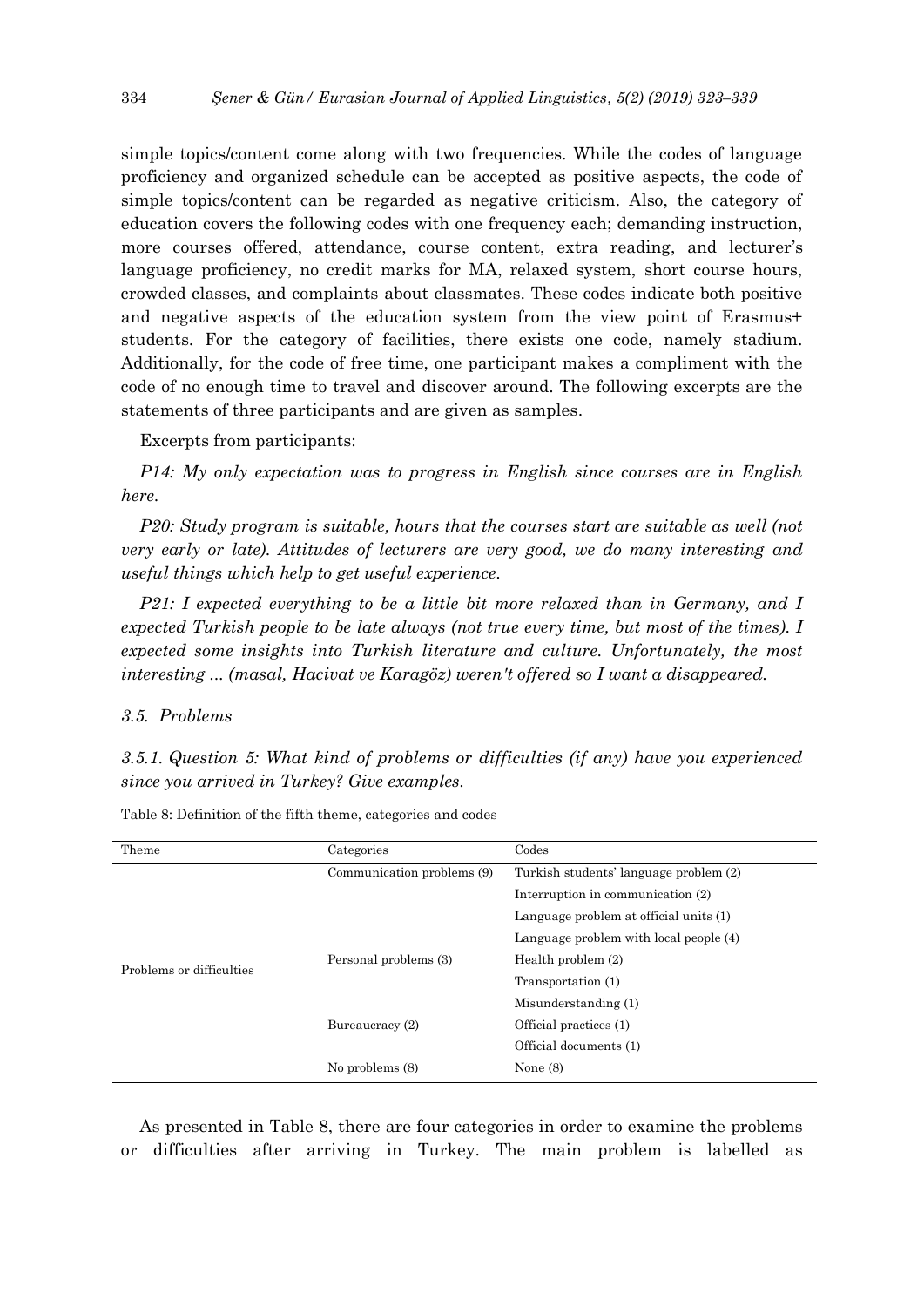simple topics/content come along with two frequencies. While the codes of language proficiency and organized schedule can be accepted as positive aspects, the code of simple topics/content can be regarded as negative criticism. Also, the category of education covers the following codes with one frequency each; demanding instruction, more courses offered, attendance, course content, extra reading, and lecturer's language proficiency, no credit marks for MA, relaxed system, short course hours, crowded classes, and complaints about classmates. These codes indicate both positive and negative aspects of the education system from the view point of Erasmus+ students. For the category of facilities, there exists one code, namely stadium. Additionally, for the code of free time, one participant makes a compliment with the code of no enough time to travel and discover around. The following excerpts are the statements of three participants and are given as samples.

Excerpts from participants:

*P14: My only expectation was to progress in English since courses are in English here.*

*P20: Study program is suitable, hours that the courses start are suitable as well (not very early or late). Attitudes of lecturers are very good, we do many interesting and useful things which help to get useful experience.*

*P21: I expected everything to be a little bit more relaxed than in Germany, and I expected Turkish people to be late always (not true every time, but most of the times). I expected some insights into Turkish literature and culture. Unfortunately, the most interesting ... (masal, Hacivat ve Karagöz) weren't offered so I want a disappeared.*

### *3.5. Problems*

#### *3.5.1. Question 5: What kind of problems or difficulties (if any) have you experienced since you arrived in Turkey? Give examples.*

Table 8: Definition of the fifth theme, categories and codes

| Theme | Categories | Codes |
|---|---|---|
| Problems or difficulties | Communication problems (9) | Turkish students' language problem (2) |
| | | Interruption in communication (2) |
| | | Language problem at official units (1) |
| | | Language problem with local people (4) |
| | Personal problems (3) | Health problem (2) |
| | | Transportation (1) |
| | | Misunderstanding (1) |
| | Bureaucracy (2) | Official practices (1) |
| | | Official documents (1) |
| | No problems (8) | None (8) |

As presented in Table 8, there are four categories in order to examine the problems or difficulties after arriving in Turkey. The main problem is labelled as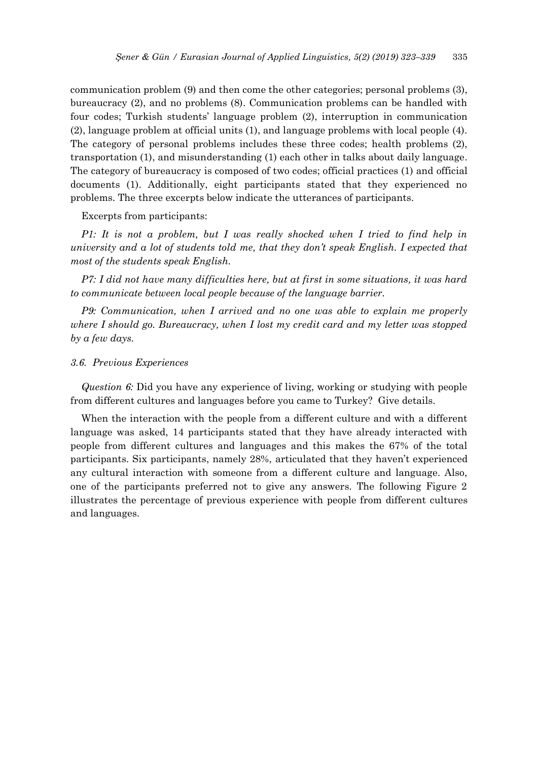communication problem (9) and then come the other categories; personal problems (3), bureaucracy (2), and no problems (8). Communication problems can be handled with four codes; Turkish students' language problem (2), interruption in communication (2), language problem at official units (1), and language problems with local people (4). The category of personal problems includes these three codes; health problems (2), transportation (1), and misunderstanding (1) each other in talks about daily language. The category of bureaucracy is composed of two codes; official practices (1) and official documents (1). Additionally, eight participants stated that they experienced no problems. The three excerpts below indicate the utterances of participants.

Excerpts from participants:

*P1: It is not a problem, but I was really shocked when I tried to find help in university and a lot of students told me, that they don't speak English. I expected that most of the students speak English.*

*P7: I did not have many difficulties here, but at first in some situations, it was hard to communicate between local people because of the language barrier.*

*P9: Communication, when I arrived and no one was able to explain me properly where I should go. Bureaucracy, when I lost my credit card and my letter was stopped by a few days.*

### *3.6. Previous Experiences*

*Question 6:* Did you have any experience of living, working or studying with people from different cultures and languages before you came to Turkey? Give details.

When the interaction with the people from a different culture and with a different language was asked, 14 participants stated that they have already interacted with people from different cultures and languages and this makes the 67% of the total participants. Six participants, namely 28%, articulated that they haven't experienced any cultural interaction with someone from a different culture and language. Also, one of the participants preferred not to give any answers. The following Figure 2 illustrates the percentage of previous experience with people from different cultures and languages.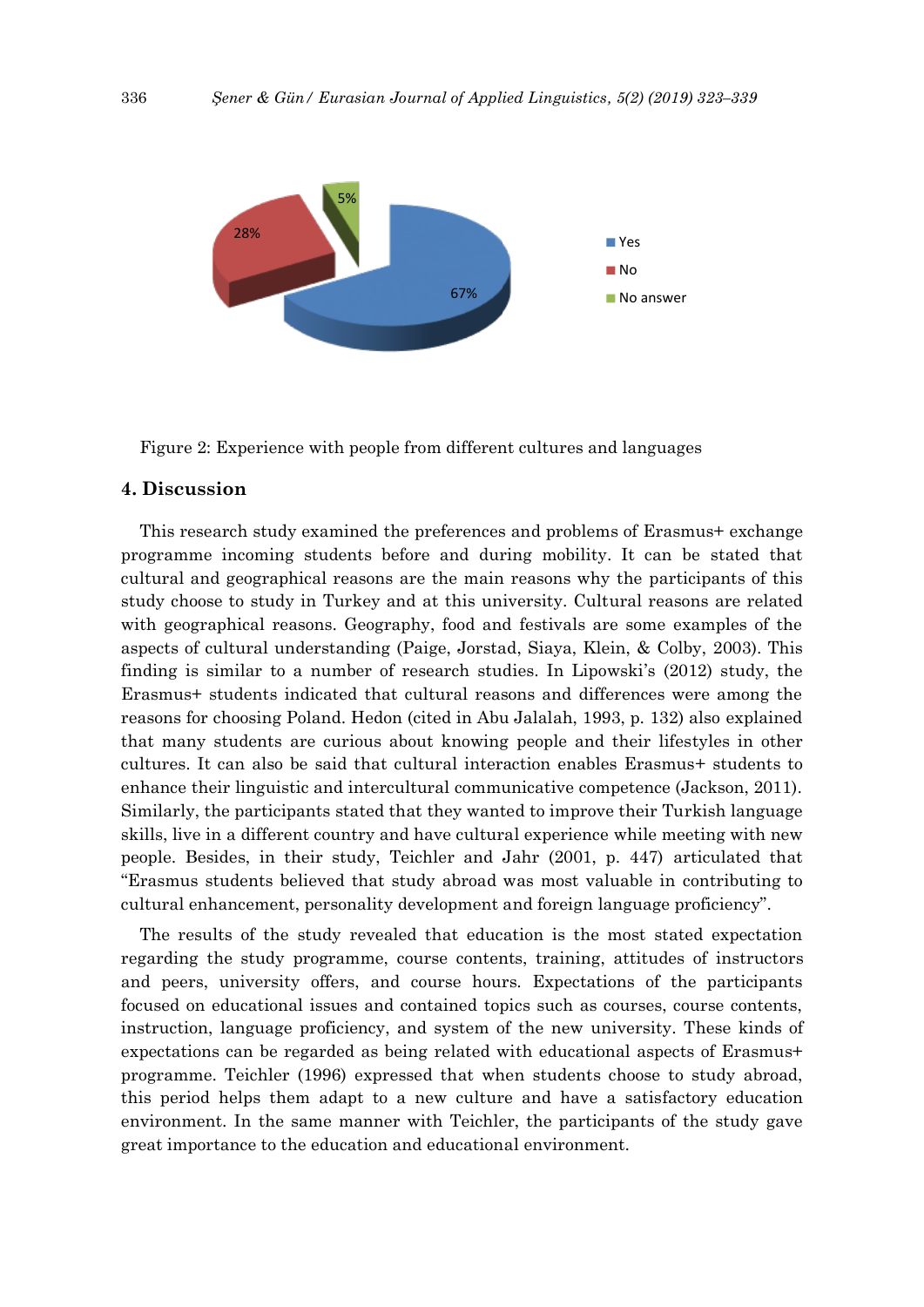Figure 2: Experience with people from different cultures and languages

## 4. Discussion

This research study examined the preferences and problems of Erasmus+ exchange programme incoming students before and during mobility. It can be stated that cultural and geographical reasons are the main reasons why the participants of this study choose to study in Turkey and at this university. Cultural reasons are related with geographical reasons. Geography, food and festivals are some examples of the aspects of cultural understanding (Paige, Jorstad, Siaya, Klein, & Colby, 2003). This finding is similar to a number of research studies. In Lipowski's (2012) study, the Erasmus+ students indicated that cultural reasons and differences were among the reasons for choosing Poland. Hedon (cited in Abu Jalalah, 1993, p. 132) also explained that many students are curious about knowing people and their lifestyles in other cultures. It can also be said that cultural interaction enables Erasmus+ students to enhance their linguistic and intercultural communicative competence (Jackson, 2011). Similarly, the participants stated that they wanted to improve their Turkish language skills, live in a different country and have cultural experience while meeting with new people. Besides, in their study, Teichler and Jahr (2001, p. 447) articulated that "Erasmus students believed that study abroad was most valuable in contributing to cultural enhancement, personality development and foreign language proficiency".

The results of the study revealed that education is the most stated expectation regarding the study programme, course contents, training, attitudes of instructors and peers, university offers, and course hours. Expectations of the participants focused on educational issues and contained topics such as courses, course contents, instruction, language proficiency, and system of the new university. These kinds of expectations can be regarded as being related with educational aspects of Erasmus+ programme. Teichler (1996) expressed that when students choose to study abroad, this period helps them adapt to a new culture and have a satisfactory education environment. In the same manner with Teichler, the participants of the study gave great importance to the education and educational environment.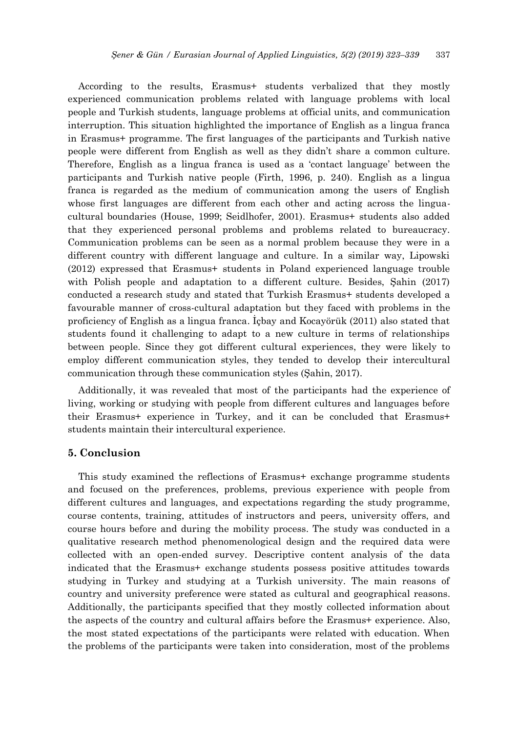According to the results, Erasmus+ students verbalized that they mostly experienced communication problems related with language problems with local people and Turkish students, language problems at official units, and communication interruption. This situation highlighted the importance of English as a lingua franca in Erasmus+ programme. The first languages of the participants and Turkish native people were different from English as well as they didn't share a common culture. Therefore, English as a lingua franca is used as a 'contact language' between the participants and Turkish native people (Firth, 1996, p. 240). English as a lingua franca is regarded as the medium of communication among the users of English whose first languages are different from each other and acting across the lingua-cultural boundaries (House, 1999; Seidlhofer, 2001). Erasmus+ students also added that they experienced personal problems and problems related to bureaucracy. Communication problems can be seen as a normal problem because they were in a different country with different language and culture. In a similar way, Lipowski (2012) expressed that Erasmus+ students in Poland experienced language trouble with Polish people and adaptation to a different culture. Besides, Şahin (2017) conducted a research study and stated that Turkish Erasmus+ students developed a favourable manner of cross-cultural adaptation but they faced with problems in the proficiency of English as a lingua franca. İçbay and Kocayörük (2011) also stated that students found it challenging to adapt to a new culture in terms of relationships between people. Since they got different cultural experiences, they were likely to employ different communication styles, they tended to develop their intercultural communication through these communication styles (Şahin, 2017).

Additionally, it was revealed that most of the participants had the experience of living, working or studying with people from different cultures and languages before their Erasmus+ experience in Turkey, and it can be concluded that Erasmus+ students maintain their intercultural experience.

## 5. Conclusion

This study examined the reflections of Erasmus+ exchange programme students and focused on the preferences, problems, previous experience with people from different cultures and languages, and expectations regarding the study programme, course contents, training, attitudes of instructors and peers, university offers, and course hours before and during the mobility process. The study was conducted in a qualitative research method phenomenological design and the required data were collected with an open-ended survey. Descriptive content analysis of the data indicated that the Erasmus+ exchange students possess positive attitudes towards studying in Turkey and studying at a Turkish university. The main reasons of country and university preference were stated as cultural and geographical reasons. Additionally, the participants specified that they mostly collected information about the aspects of the country and cultural affairs before the Erasmus+ experience. Also, the most stated expectations of the participants were related with education. When the problems of the participants were taken into consideration, most of the problems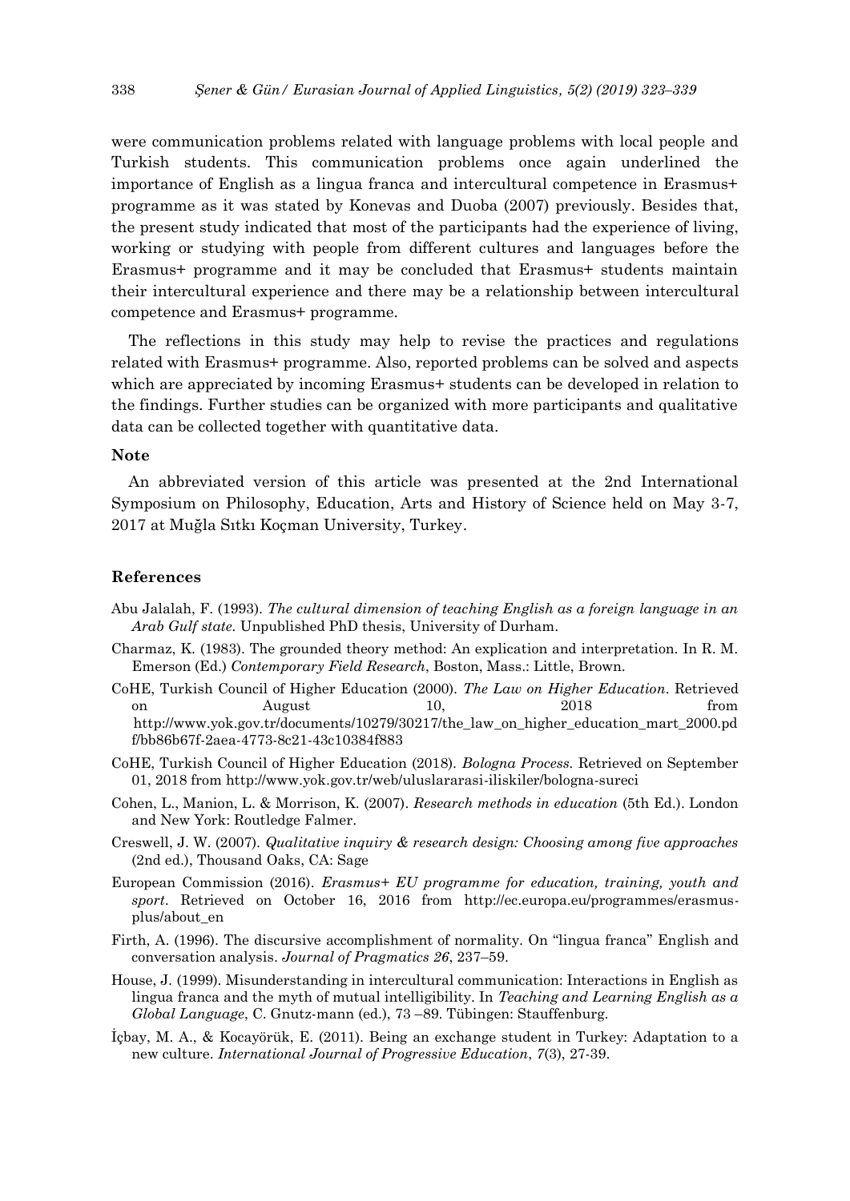were communication problems related with language problems with local people and Turkish students. This communication problems once again underlined the importance of English as a lingua franca and intercultural competence in Erasmus+ programme as it was stated by Konevas and Duoba (2007) previously. Besides that, the present study indicated that most of the participants had the experience of living, working or studying with people from different cultures and languages before the Erasmus+ programme and it may be concluded that Erasmus+ students maintain their intercultural experience and there may be a relationship between intercultural competence and Erasmus+ programme.

The reflections in this study may help to revise the practices and regulations related with Erasmus+ programme. Also, reported problems can be solved and aspects which are appreciated by incoming Erasmus+ students can be developed in relation to the findings. Further studies can be organized with more participants and qualitative data can be collected together with quantitative data.

## Note

An abbreviated version of this article was presented at the 2nd International Symposium on Philosophy, Education, Arts and History of Science held on May 3-7, 2017 at Muğla Sıtkı Koçman University, Turkey.

## References

Abu Jalalah, F. (1993). *The cultural dimension of teaching English as a foreign language in an Arab Gulf state.* Unpublished PhD thesis, University of Durham.

Charmaz, K. (1983). The grounded theory method: An explication and interpretation. In R. M. Emerson (Ed.) *Contemporary Field Research*, Boston, Mass.: Little, Brown.

CoHE, Turkish Council of Higher Education (2000). *The Law on Higher Education*. Retrieved on August 10, 2018 from http://www.yok.gov.tr/documents/10279/30217/the_law_on_higher_education_mart_2000.pdf/bb86b67f-2aea-4773-8c21-43c10384f883

CoHE, Turkish Council of Higher Education (2018). *Bologna Process.* Retrieved on September 01, 2018 from http://www.yok.gov.tr/web/uluslararasi-iliskiler/bologna-sureci

Cohen, L., Manion, L. & Morrison, K. (2007). *Research methods in education* (5th Ed.). London and New York: Routledge Falmer.

Creswell, J. W. (2007). *Qualitative inquiry & research design: Choosing among five approaches* (2nd ed.), Thousand Oaks, CA: Sage

European Commission (2016). *Erasmus+ EU programme for education, training, youth and sport*. Retrieved on October 16, 2016 from http://ec.europa.eu/programmes/erasmus-plus/about_en

Firth, A. (1996). The discursive accomplishment of normality. On "lingua franca" English and conversation analysis. *Journal of Pragmatics 26*, 237–59.

House, J. (1999). Misunderstanding in intercultural communication: Interactions in English as lingua franca and the myth of mutual intelligibility. In *Teaching and Learning English as a Global Language*, C. Gnutz-mann (ed.), 73 –89. Tübingen: Stauffenburg.

İçbay, M. A., & Kocayörük, E. (2011). Being an exchange student in Turkey: Adaptation to a new culture. *International Journal of Progressive Education*, *7*(3), 27-39.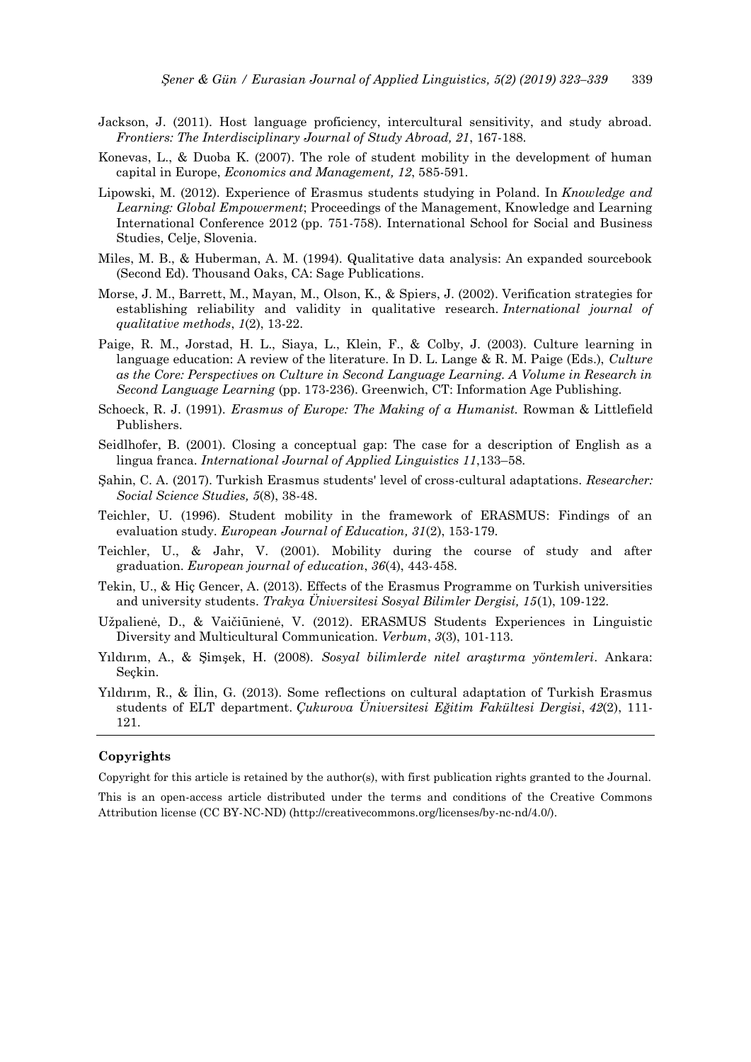Jackson, J. (2011). Host language proficiency, intercultural sensitivity, and study abroad. *Frontiers: The Interdisciplinary Journal of Study Abroad, 21*, 167-188.

Konevas, L., & Duoba K. (2007). The role of student mobility in the development of human capital in Europe, *Economics and Management, 12*, 585-591.

Lipowski, M. (2012). Experience of Erasmus students studying in Poland. In *Knowledge and Learning: Global Empowerment*; Proceedings of the Management, Knowledge and Learning International Conference 2012 (pp. 751-758). International School for Social and Business Studies, Celje, Slovenia.

Miles, M. B., & Huberman, A. M. (1994). Qualitative data analysis: An expanded sourcebook (Second Ed). Thousand Oaks, CA: Sage Publications.

Morse, J. M., Barrett, M., Mayan, M., Olson, K., & Spiers, J. (2002). Verification strategies for establishing reliability and validity in qualitative research. *International journal of qualitative methods*, *1*(2), 13-22.

Paige, R. M., Jorstad, H. L., Siaya, L., Klein, F., & Colby, J. (2003). Culture learning in language education: A review of the literature. In D. L. Lange & R. M. Paige (Eds.), *Culture as the Core: Perspectives on Culture in Second Language Learning. A Volume in Research in Second Language Learning* (pp. 173-236). Greenwich, CT: Information Age Publishing.

Schoeck, R. J. (1991). *Erasmus of Europe: The Making of a Humanist.* Rowman & Littlefield Publishers.

Seidlhofer, B. (2001). Closing a conceptual gap: The case for a description of English as a lingua franca. *International Journal of Applied Linguistics 11*,133–58.

Şahin, C. A. (2017). Turkish Erasmus students' level of cross-cultural adaptations. *Researcher: Social Science Studies, 5*(8), 38-48.

Teichler, U. (1996). Student mobility in the framework of ERASMUS: Findings of an evaluation study. *European Journal of Education, 31*(2), 153-179.

Teichler, U., & Jahr, V. (2001). Mobility during the course of study and after graduation. *European journal of education*, *36*(4), 443-458.

Tekin, U., & Hiç Gencer, A. (2013). Effects of the Erasmus Programme on Turkish universities and university students. *Trakya Üniversitesi Sosyal Bilimler Dergisi, 15*(1), 109-122.

Užpalienė, D., & Vaičiūnienė, V. (2012). ERASMUS Students Experiences in Linguistic Diversity and Multicultural Communication. *Verbum*, *3*(3), 101-113.

Yıldırım, A., & Şimşek, H. (2008). *Sosyal bilimlerde nitel araştırma yöntemleri*. Ankara: Seçkin.

Yıldırım, R., & İlin, G. (2013). Some reflections on cultural adaptation of Turkish Erasmus students of ELT department. *Çukurova Üniversitesi Eğitim Fakültesi Dergisi*, *42*(2), 111-121.

**Copyrights**

Copyright for this article is retained by the author(s), with first publication rights granted to the Journal.

This is an open-access article distributed under the terms and conditions of the Creative Commons Attribution license (CC BY-NC-ND) (http://creativecommons.org/licenses/by-nc-nd/4.0/).